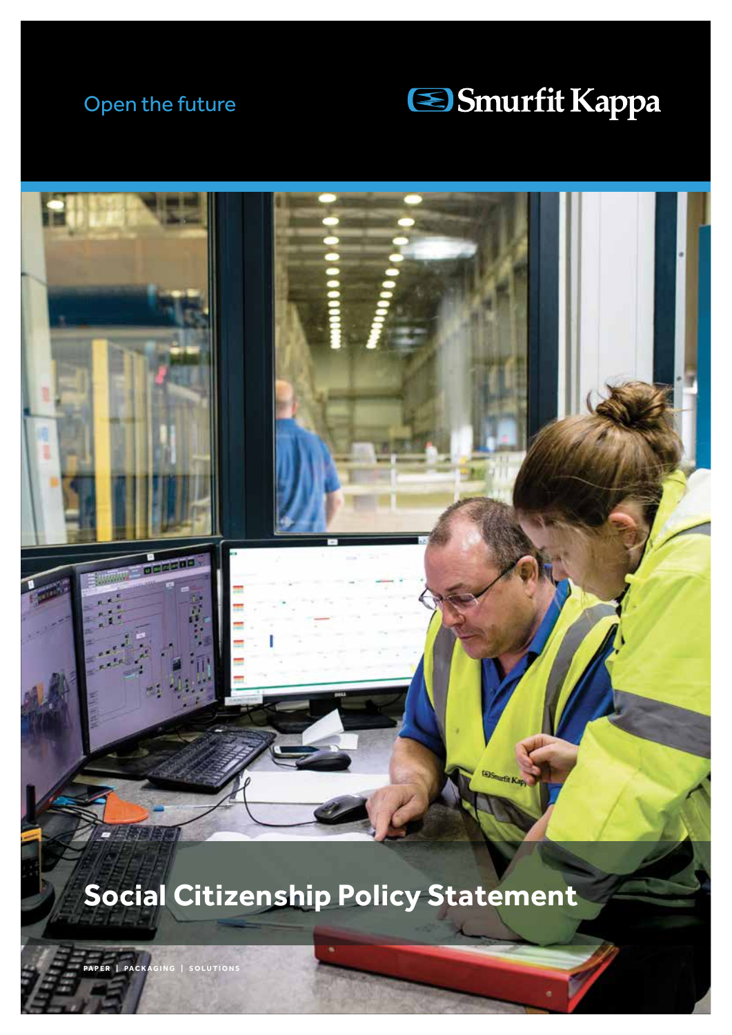Open the future

Smurfit Kappa

# Social Citizenship Policy Statement

PAPER | PACKAGING | SOLUTIONS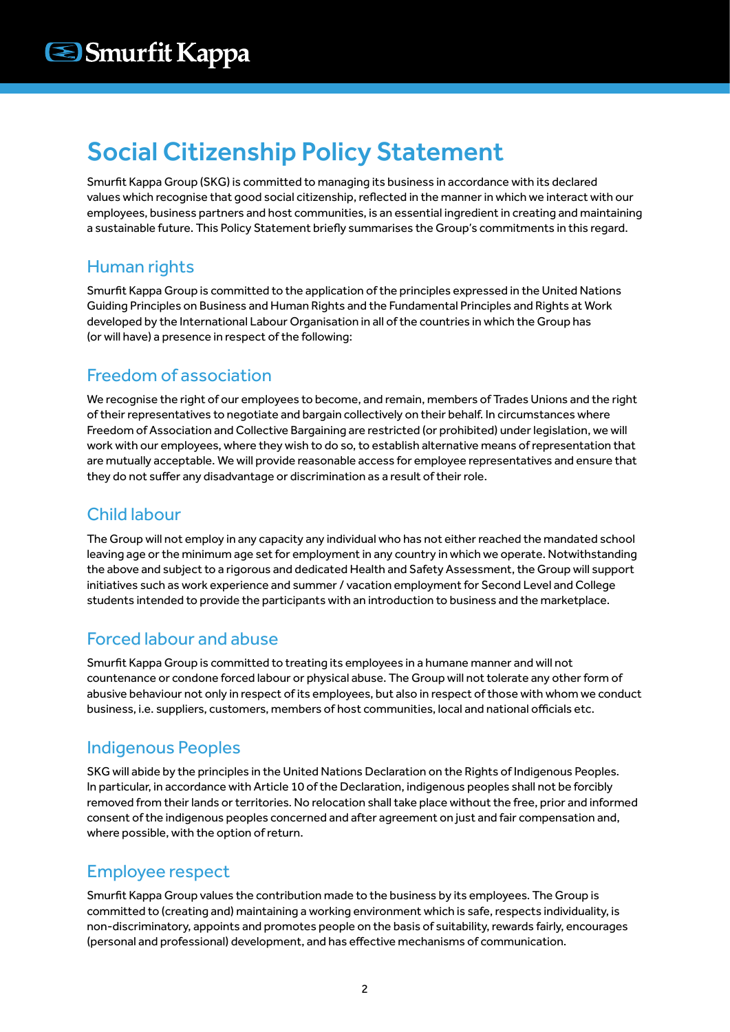# Social Citizenship Policy Statement

Smurfit Kappa Group (SKG) is committed to managing its business in accordance with its declared values which recognise that good social citizenship, reflected in the manner in which we interact with our employees, business partners and host communities, is an essential ingredient in creating and maintaining a sustainable future. This Policy Statement briefly summarises the Group's commitments in this regard.

## Human rights

Smurfit Kappa Group is committed to the application of the principles expressed in the United Nations Guiding Principles on Business and Human Rights and the Fundamental Principles and Rights at Work developed by the International Labour Organisation in all of the countries in which the Group has (or will have) a presence in respect of the following:

## Freedom of association

We recognise the right of our employees to become, and remain, members of Trades Unions and the right of their representatives to negotiate and bargain collectively on their behalf. In circumstances where Freedom of Association and Collective Bargaining are restricted (or prohibited) under legislation, we will work with our employees, where they wish to do so, to establish alternative means of representation that are mutually acceptable. We will provide reasonable access for employee representatives and ensure that they do not suffer any disadvantage or discrimination as a result of their role.

## Child labour

The Group will not employ in any capacity any individual who has not either reached the mandated school leaving age or the minimum age set for employment in any country in which we operate. Notwithstanding the above and subject to a rigorous and dedicated Health and Safety Assessment, the Group will support initiatives such as work experience and summer / vacation employment for Second Level and College students intended to provide the participants with an introduction to business and the marketplace.

## Forced labour and abuse

Smurfit Kappa Group is committed to treating its employees in a humane manner and will not countenance or condone forced labour or physical abuse. The Group will not tolerate any other form of abusive behaviour not only in respect of its employees, but also in respect of those with whom we conduct business, i.e. suppliers, customers, members of host communities, local and national officials etc.

## Indigenous Peoples

SKG will abide by the principles in the United Nations Declaration on the Rights of Indigenous Peoples. In particular, in accordance with Article 10 of the Declaration, indigenous peoples shall not be forcibly removed from their lands or territories. No relocation shall take place without the free, prior and informed consent of the indigenous peoples concerned and after agreement on just and fair compensation and, where possible, with the option of return.

## Employee respect

Smurfit Kappa Group values the contribution made to the business by its employees. The Group is committed to (creating and) maintaining a working environment which is safe, respects individuality, is non-discriminatory, appoints and promotes people on the basis of suitability, rewards fairly, encourages (personal and professional) development, and has effective mechanisms of communication.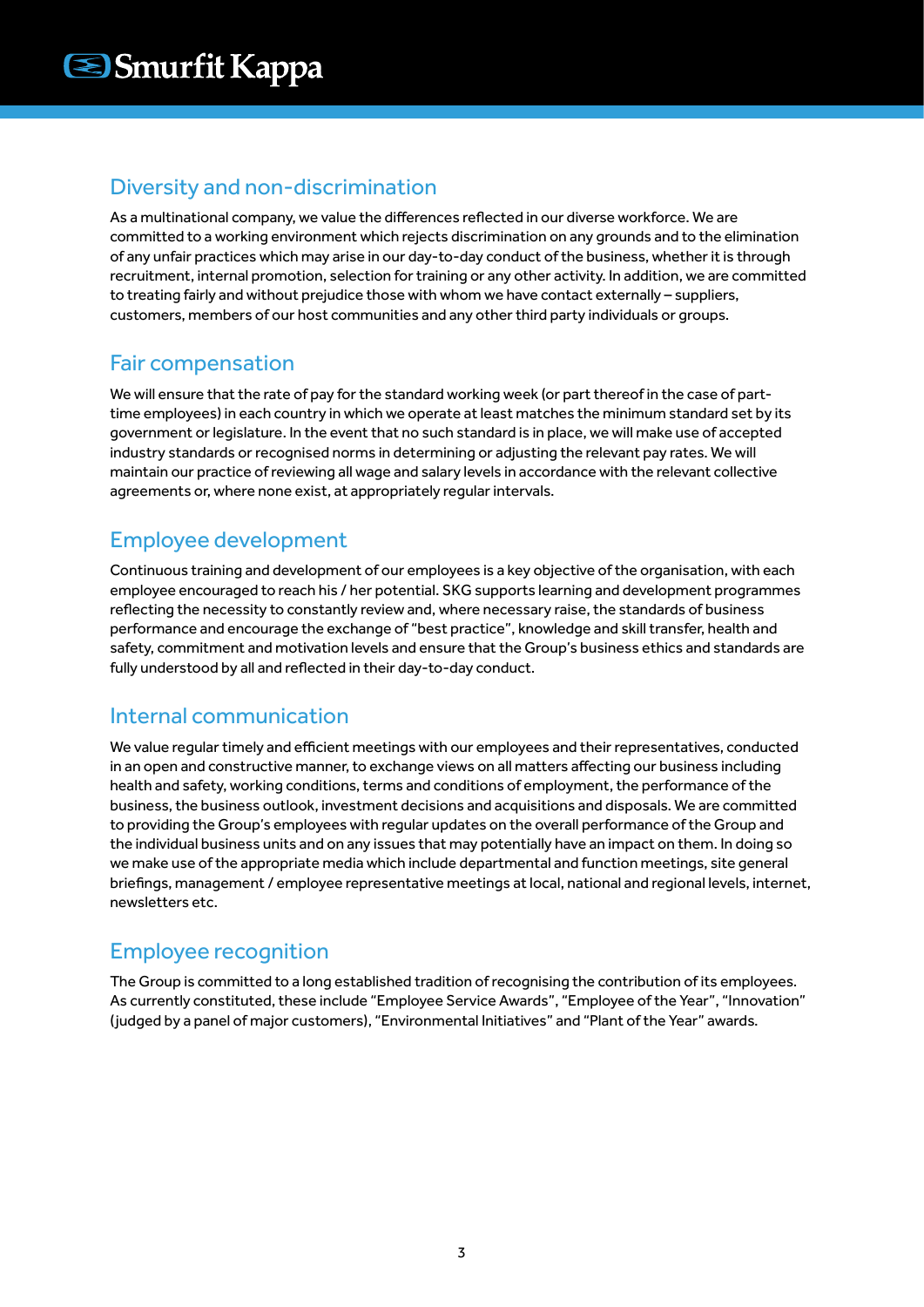## Diversity and non-discrimination

As a multinational company, we value the differences reflected in our diverse workforce. We are committed to a working environment which rejects discrimination on any grounds and to the elimination of any unfair practices which may arise in our day-to-day conduct of the business, whether it is through recruitment, internal promotion, selection for training or any other activity. In addition, we are committed to treating fairly and without prejudice those with whom we have contact externally – suppliers, customers, members of our host communities and any other third party individuals or groups.

## Fair compensation

We will ensure that the rate of pay for the standard working week (or part thereof in the case of part-time employees) in each country in which we operate at least matches the minimum standard set by its government or legislature. In the event that no such standard is in place, we will make use of accepted industry standards or recognised norms in determining or adjusting the relevant pay rates. We will maintain our practice of reviewing all wage and salary levels in accordance with the relevant collective agreements or, where none exist, at appropriately regular intervals.

## Employee development

Continuous training and development of our employees is a key objective of the organisation, with each employee encouraged to reach his / her potential. SKG supports learning and development programmes reflecting the necessity to constantly review and, where necessary raise, the standards of business performance and encourage the exchange of "best practice", knowledge and skill transfer, health and safety, commitment and motivation levels and ensure that the Group's business ethics and standards are fully understood by all and reflected in their day-to-day conduct.

## Internal communication

We value regular timely and efficient meetings with our employees and their representatives, conducted in an open and constructive manner, to exchange views on all matters affecting our business including health and safety, working conditions, terms and conditions of employment, the performance of the business, the business outlook, investment decisions and acquisitions and disposals. We are committed to providing the Group's employees with regular updates on the overall performance of the Group and the individual business units and on any issues that may potentially have an impact on them. In doing so we make use of the appropriate media which include departmental and function meetings, site general briefings, management / employee representative meetings at local, national and regional levels, internet, newsletters etc.

## Employee recognition

The Group is committed to a long established tradition of recognising the contribution of its employees. As currently constituted, these include "Employee Service Awards", "Employee of the Year", "Innovation" (judged by a panel of major customers), "Environmental Initiatives" and "Plant of the Year" awards.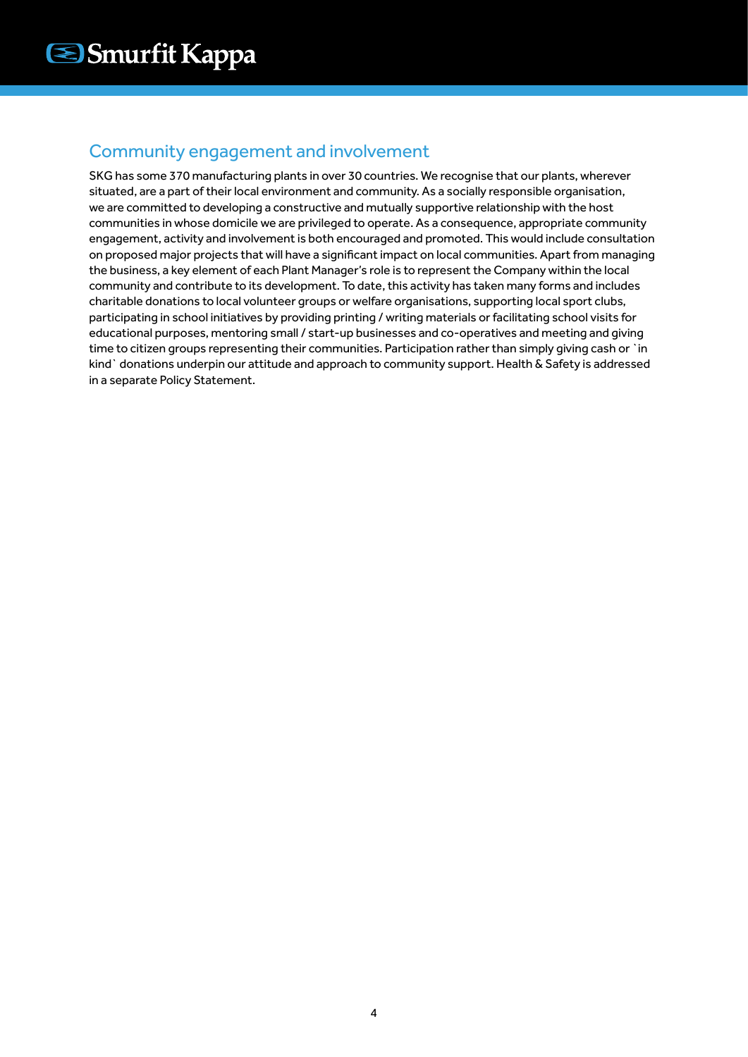## Community engagement and involvement

SKG has some 370 manufacturing plants in over 30 countries. We recognise that our plants, wherever situated, are a part of their local environment and community. As a socially responsible organisation, we are committed to developing a constructive and mutually supportive relationship with the host communities in whose domicile we are privileged to operate. As a consequence, appropriate community engagement, activity and involvement is both encouraged and promoted. This would include consultation on proposed major projects that will have a significant impact on local communities. Apart from managing the business, a key element of each Plant Manager's role is to represent the Company within the local community and contribute to its development. To date, this activity has taken many forms and includes charitable donations to local volunteer groups or welfare organisations, supporting local sport clubs, participating in school initiatives by providing printing / writing materials or facilitating school visits for educational purposes, mentoring small / start-up businesses and co-operatives and meeting and giving time to citizen groups representing their communities. Participation rather than simply giving cash or `in kind` donations underpin our attitude and approach to community support. Health & Safety is addressed in a separate Policy Statement.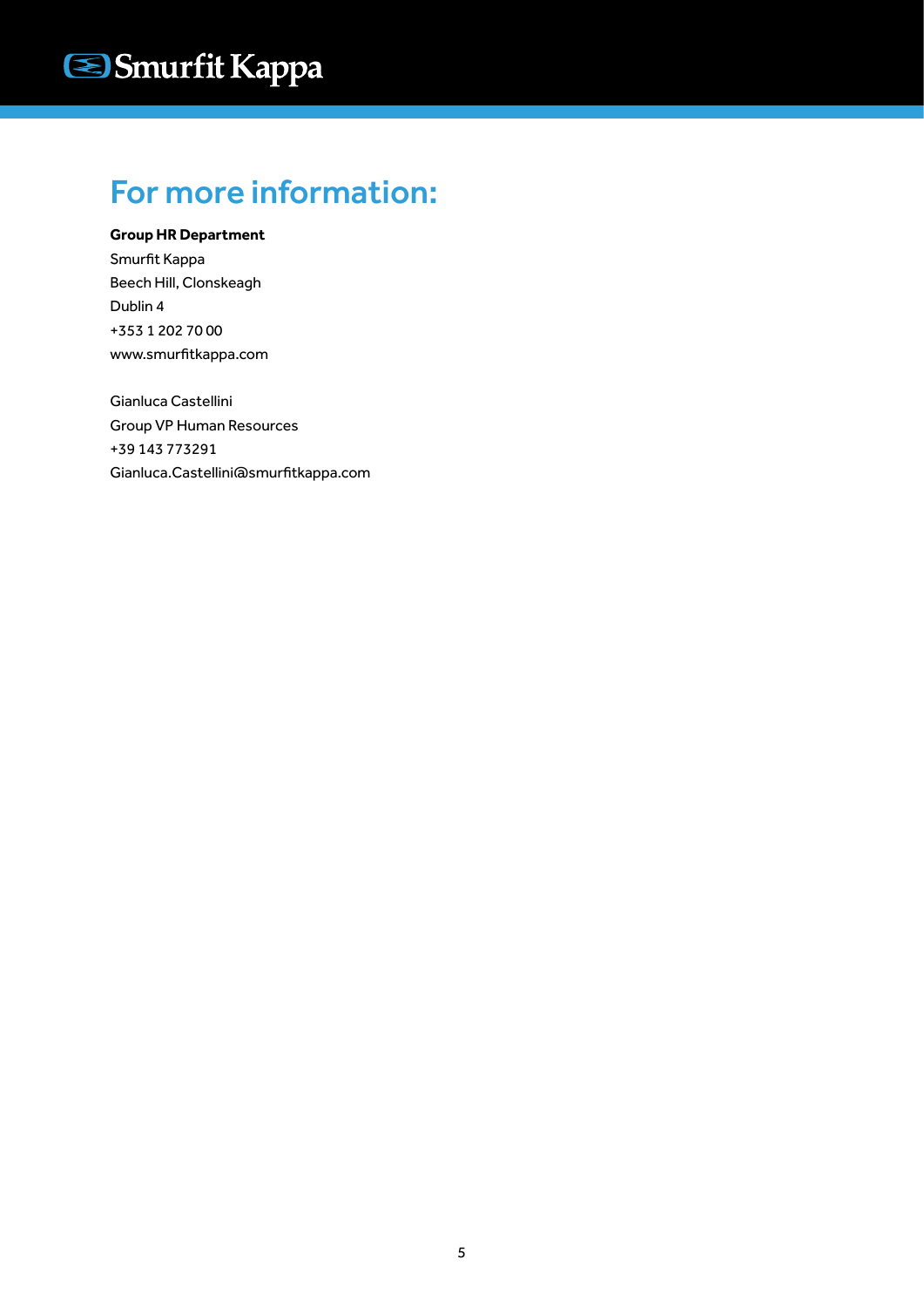## For more information:

**Group HR Department**

Smurfit Kappa
Beech Hill, Clonskeagh
Dublin 4
+353 1 202 70 00
www.smurfitkappa.com

Gianluca Castellini
Group VP Human Resources
+39 143 773291
Gianluca.Castellini@smurfitkappa.com